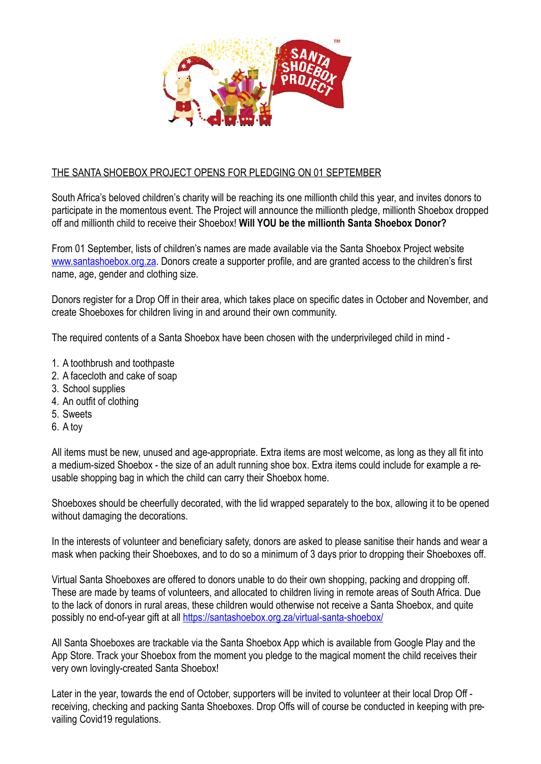THE SANTA SHOEBOX PROJECT OPENS FOR PLEDGING ON 01 SEPTEMBER

South Africa's beloved children's charity will be reaching its one millionth child this year, and invites donors to participate in the momentous event. The Project will announce the millionth pledge, millionth Shoebox dropped off and millionth child to receive their Shoebox! **Will YOU be the millionth Santa Shoebox Donor?**

From 01 September, lists of children's names are made available via the Santa Shoebox Project website [www.santashoebox.org.za](http://www.santashoebox.org.za). Donors create a supporter profile, and are granted access to the children's first name, age, gender and clothing size.

Donors register for a Drop Off in their area, which takes place on specific dates in October and November, and create Shoeboxes for children living in and around their own community.

The required contents of a Santa Shoebox have been chosen with the underprivileged child in mind -

1. A toothbrush and toothpaste
2. A facecloth and cake of soap
3. School supplies
4. An outfit of clothing
5. Sweets
6. A toy

All items must be new, unused and age-appropriate. Extra items are most welcome, as long as they all fit into a medium-sized Shoebox - the size of an adult running shoe box. Extra items could include for example a re-usable shopping bag in which the child can carry their Shoebox home.

Shoeboxes should be cheerfully decorated, with the lid wrapped separately to the box, allowing it to be opened without damaging the decorations.

In the interests of volunteer and beneficiary safety, donors are asked to please sanitise their hands and wear a mask when packing their Shoeboxes, and to do so a minimum of 3 days prior to dropping their Shoeboxes off.

Virtual Santa Shoeboxes are offered to donors unable to do their own shopping, packing and dropping off. These are made by teams of volunteers, and allocated to children living in remote areas of South Africa. Due to the lack of donors in rural areas, these children would otherwise not receive a Santa Shoebox, and quite possibly no end-of-year gift at all [https://santashoebox.org.za/virtual-santa-shoebox/](https://santashoebox.org.za/virtual-santa-shoebox/)

All Santa Shoeboxes are trackable via the Santa Shoebox App which is available from Google Play and the App Store. Track your Shoebox from the moment you pledge to the magical moment the child receives their very own lovingly-created Santa Shoebox!

Later in the year, towards the end of October, supporters will be invited to volunteer at their local Drop Off - receiving, checking and packing Santa Shoeboxes. Drop Offs will of course be conducted in keeping with pre-vailing Covid19 regulations.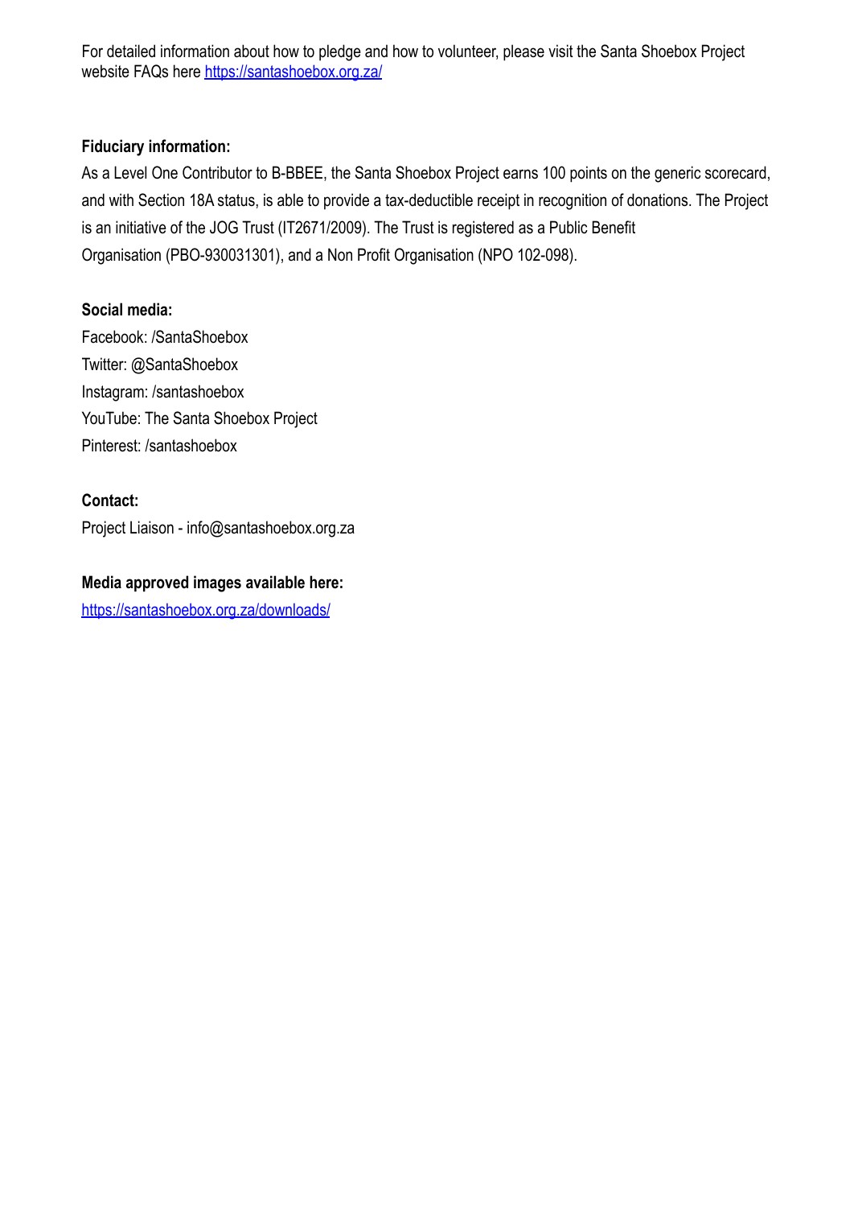For detailed information about how to pledge and how to volunteer, please visit the Santa Shoebox Project website FAQs here https://santashoebox.org.za/

**Fiduciary information:**

As a Level One Contributor to B-BBEE, the Santa Shoebox Project earns 100 points on the generic scorecard, and with Section 18A status, is able to provide a tax-deductible receipt in recognition of donations. The Project is an initiative of the JOG Trust (IT2671/2009). The Trust is registered as a Public Benefit Organisation (PBO-930031301), and a Non Profit Organisation (NPO 102-098).

**Social media:**

Facebook: /SantaShoebox
Twitter: @SantaShoebox
Instagram: /santashoebox
YouTube: The Santa Shoebox Project
Pinterest: /santashoebox

**Contact:**

Project Liaison - info@santashoebox.org.za

**Media approved images available here:**

https://santashoebox.org.za/downloads/